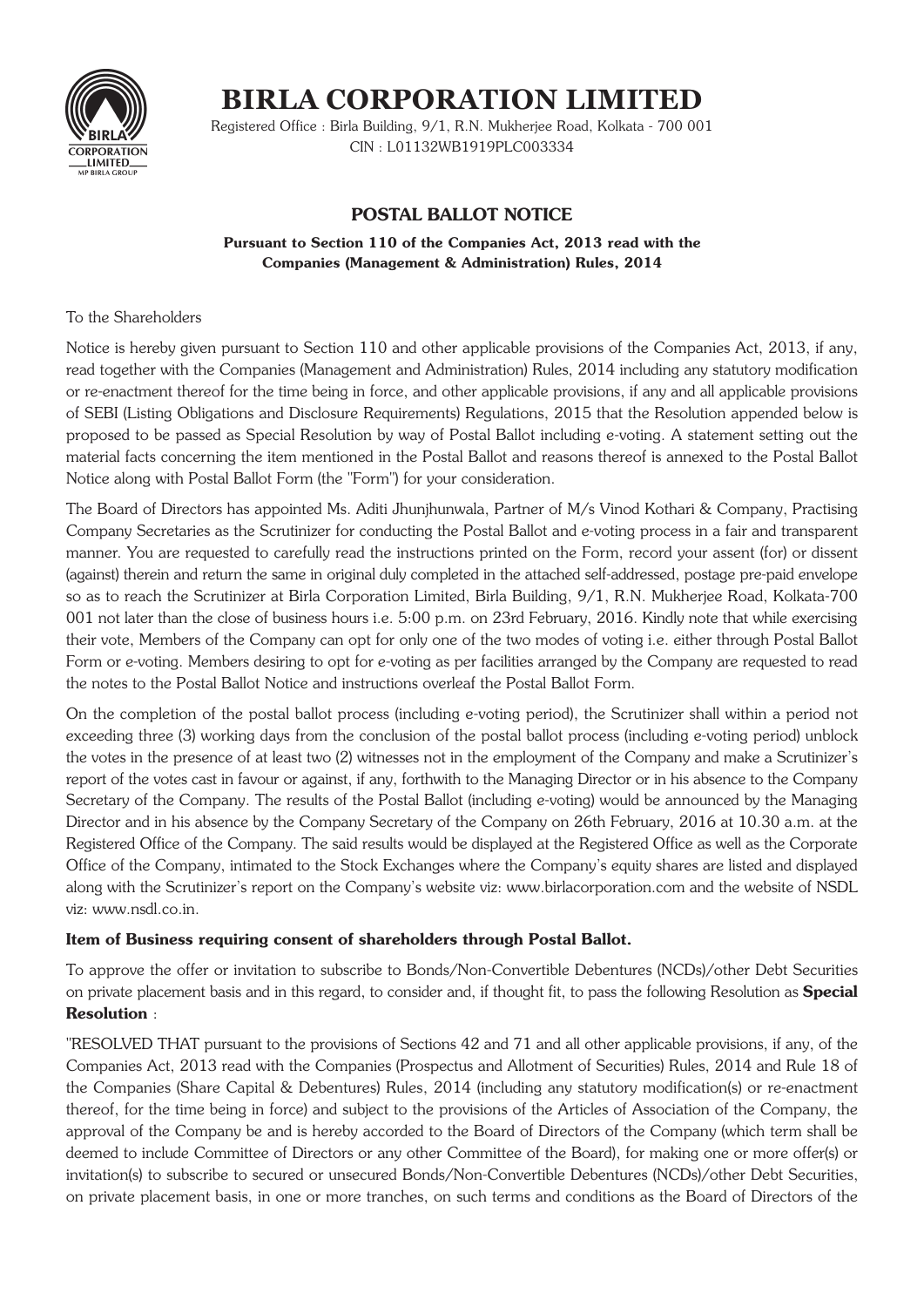# BIRLA CORPORATION LIMITED

Registered Office : Birla Building, 9/1, R.N. Mukherjee Road, Kolkata - 700 001
CIN : L01132WB1919PLC003334

## POSTAL BALLOT NOTICE

**Pursuant to Section 110 of the Companies Act, 2013 read with the Companies (Management & Administration) Rules, 2014**

To the Shareholders

Notice is hereby given pursuant to Section 110 and other applicable provisions of the Companies Act, 2013, if any, read together with the Companies (Management and Administration) Rules, 2014 including any statutory modification or re-enactment thereof for the time being in force, and other applicable provisions, if any and all applicable provisions of SEBI (Listing Obligations and Disclosure Requirements) Regulations, 2015 that the Resolution appended below is proposed to be passed as Special Resolution by way of Postal Ballot including e-voting. A statement setting out the material facts concerning the item mentioned in the Postal Ballot and reasons thereof is annexed to the Postal Ballot Notice along with Postal Ballot Form (the "Form") for your consideration.

The Board of Directors has appointed Ms. Aditi Jhunjhunwala, Partner of M/s Vinod Kothari & Company, Practising Company Secretaries as the Scrutinizer for conducting the Postal Ballot and e-voting process in a fair and transparent manner. You are requested to carefully read the instructions printed on the Form, record your assent (for) or dissent (against) therein and return the same in original duly completed in the attached self-addressed, postage pre-paid envelope so as to reach the Scrutinizer at Birla Corporation Limited, Birla Building, 9/1, R.N. Mukherjee Road, Kolkata-700 001 not later than the close of business hours i.e. 5:00 p.m. on 23rd February, 2016. Kindly note that while exercising their vote, Members of the Company can opt for only one of the two modes of voting i.e. either through Postal Ballot Form or e-voting. Members desiring to opt for e-voting as per facilities arranged by the Company are requested to read the notes to the Postal Ballot Notice and instructions overleaf the Postal Ballot Form.

On the completion of the postal ballot process (including e-voting period), the Scrutinizer shall within a period not exceeding three (3) working days from the conclusion of the postal ballot process (including e-voting period) unblock the votes in the presence of at least two (2) witnesses not in the employment of the Company and make a Scrutinizer's report of the votes cast in favour or against, if any, forthwith to the Managing Director or in his absence to the Company Secretary of the Company. The results of the Postal Ballot (including e-voting) would be announced by the Managing Director and in his absence by the Company Secretary of the Company on 26th February, 2016 at 10.30 a.m. at the Registered Office of the Company. The said results would be displayed at the Registered Office as well as the Corporate Office of the Company, intimated to the Stock Exchanges where the Company's equity shares are listed and displayed along with the Scrutinizer's report on the Company's website viz: www.birlacorporation.com and the website of NSDL viz: www.nsdl.co.in.

**Item of Business requiring consent of shareholders through Postal Ballot.**

To approve the offer or invitation to subscribe to Bonds/Non-Convertible Debentures (NCDs)/other Debt Securities on private placement basis and in this regard, to consider and, if thought fit, to pass the following Resolution as **Special Resolution** :

"RESOLVED THAT pursuant to the provisions of Sections 42 and 71 and all other applicable provisions, if any, of the Companies Act, 2013 read with the Companies (Prospectus and Allotment of Securities) Rules, 2014 and Rule 18 of the Companies (Share Capital & Debentures) Rules, 2014 (including any statutory modification(s) or re-enactment thereof, for the time being in force) and subject to the provisions of the Articles of Association of the Company, the approval of the Company be and is hereby accorded to the Board of Directors of the Company (which term shall be deemed to include Committee of Directors or any other Committee of the Board), for making one or more offer(s) or invitation(s) to subscribe to secured or unsecured Bonds/Non-Convertible Debentures (NCDs)/other Debt Securities, on private placement basis, in one or more tranches, on such terms and conditions as the Board of Directors of the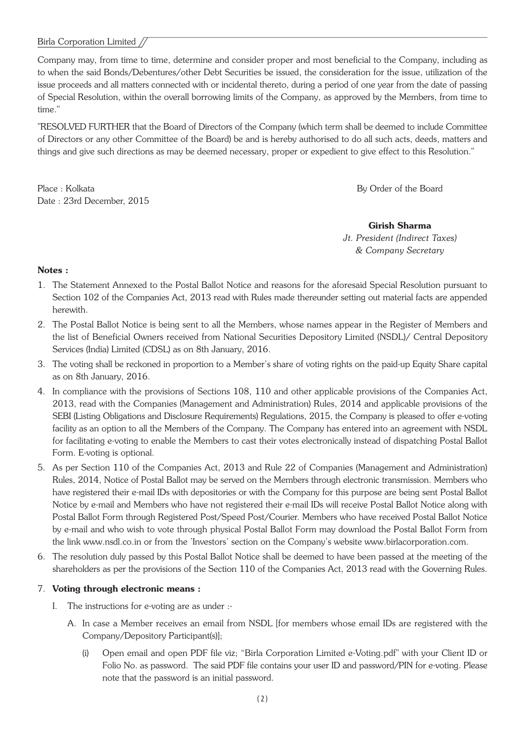Company may, from time to time, determine and consider proper and most beneficial to the Company, including as to when the said Bonds/Debentures/other Debt Securities be issued, the consideration for the issue, utilization of the issue proceeds and all matters connected with or incidental thereto, during a period of one year from the date of passing of Special Resolution, within the overall borrowing limits of the Company, as approved by the Members, from time to time."

"RESOLVED FURTHER that the Board of Directors of the Company (which term shall be deemed to include Committee of Directors or any other Committee of the Board) be and is hereby authorised to do all such acts, deeds, matters and things and give such directions as may be deemed necessary, proper or expedient to give effect to this Resolution."

Place : Kolkata
Date : 23rd December, 2015

By Order of the Board

**Girish Sharma**
*Jt. President (Indirect Taxes)*
*& Company Secretary*

**Notes :**

1. The Statement Annexed to the Postal Ballot Notice and reasons for the aforesaid Special Resolution pursuant to Section 102 of the Companies Act, 2013 read with Rules made thereunder setting out material facts are appended herewith.
2. The Postal Ballot Notice is being sent to all the Members, whose names appear in the Register of Members and the list of Beneficial Owners received from National Securities Depository Limited (NSDL)/ Central Depository Services (India) Limited (CDSL) as on 8th January, 2016.
3. The voting shall be reckoned in proportion to a Member's share of voting rights on the paid-up Equity Share capital as on 8th January, 2016.
4. In compliance with the provisions of Sections 108, 110 and other applicable provisions of the Companies Act, 2013, read with the Companies (Management and Administration) Rules, 2014 and applicable provisions of the SEBI (Listing Obligations and Disclosure Requirements) Regulations, 2015, the Company is pleased to offer e-voting facility as an option to all the Members of the Company. The Company has entered into an agreement with NSDL for facilitating e-voting to enable the Members to cast their votes electronically instead of dispatching Postal Ballot Form. E-voting is optional.
5. As per Section 110 of the Companies Act, 2013 and Rule 22 of Companies (Management and Administration) Rules, 2014, Notice of Postal Ballot may be served on the Members through electronic transmission. Members who have registered their e-mail IDs with depositories or with the Company for this purpose are being sent Postal Ballot Notice by e-mail and Members who have not registered their e-mail IDs will receive Postal Ballot Notice along with Postal Ballot Form through Registered Post/Speed Post/Courier. Members who have received Postal Ballot Notice by e-mail and who wish to vote through physical Postal Ballot Form may download the Postal Ballot Form from the link www.nsdl.co.in or from the 'Investors' section on the Company's website www.birlacorporation.com.
6. The resolution duly passed by this Postal Ballot Notice shall be deemed to have been passed at the meeting of the shareholders as per the provisions of the Section 110 of the Companies Act, 2013 read with the Governing Rules.
7. **Voting through electronic means :**
   I. The instructions for e-voting are as under :-
      A. In case a Member receives an email from NSDL [for members whose email IDs are registered with the Company/Depository Participant(s)];
         (i) Open email and open PDF file viz; "Birla Corporation Limited e-Voting.pdf" with your Client ID or Folio No. as password. The said PDF file contains your user ID and password/PIN for e-voting. Please note that the password is an initial password.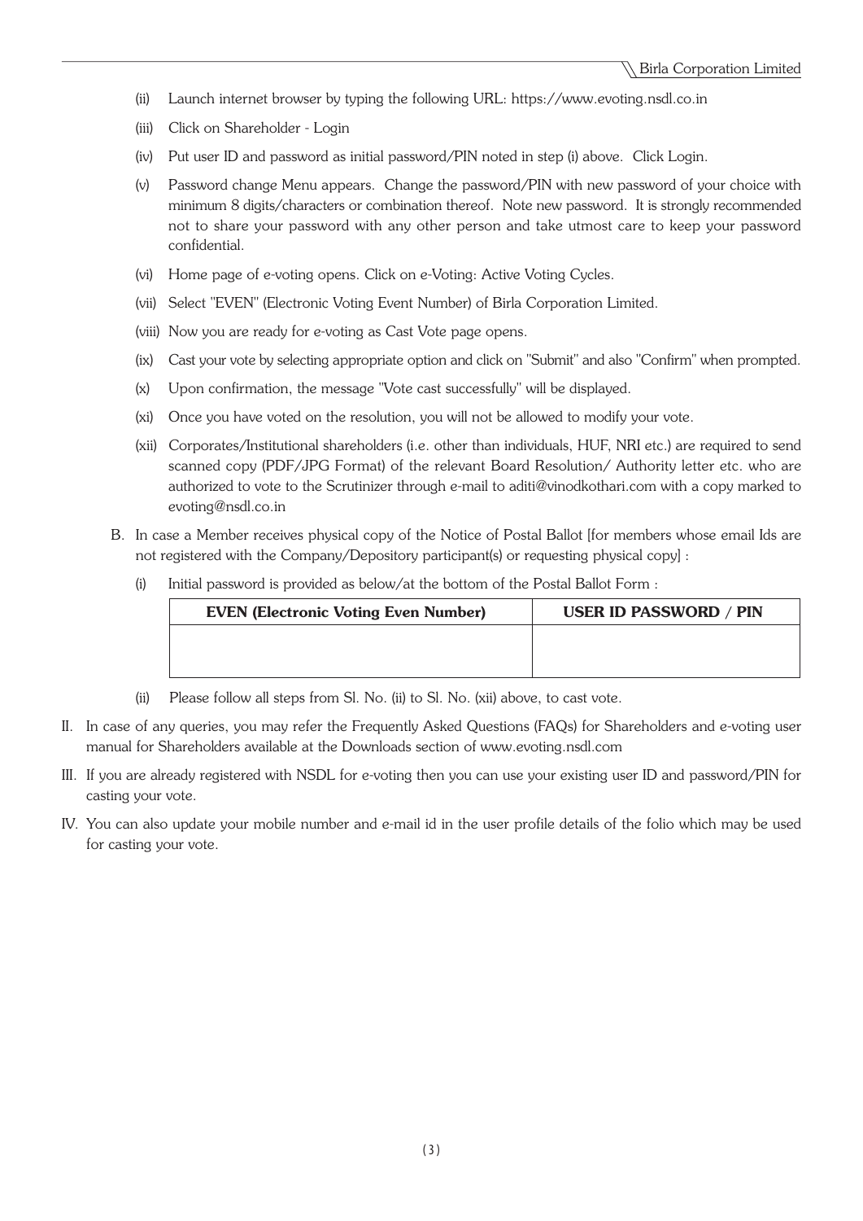(ii) Launch internet browser by typing the following URL: https://www.evoting.nsdl.co.in

(iii) Click on Shareholder - Login

(iv) Put user ID and password as initial password/PIN noted in step (i) above. Click Login.

(v) Password change Menu appears. Change the password/PIN with new password of your choice with minimum 8 digits/characters or combination thereof. Note new password. It is strongly recommended not to share your password with any other person and take utmost care to keep your password confidential.

(vi) Home page of e-voting opens. Click on e-Voting: Active Voting Cycles.

(vii) Select "EVEN" (Electronic Voting Event Number) of Birla Corporation Limited.

(viii) Now you are ready for e-voting as Cast Vote page opens.

(ix) Cast your vote by selecting appropriate option and click on "Submit" and also "Confirm" when prompted.

(x) Upon confirmation, the message "Vote cast successfully" will be displayed.

(xi) Once you have voted on the resolution, you will not be allowed to modify your vote.

(xii) Corporates/Institutional shareholders (i.e. other than individuals, HUF, NRI etc.) are required to send scanned copy (PDF/JPG Format) of the relevant Board Resolution/ Authority letter etc. who are authorized to vote to the Scrutinizer through e-mail to aditi@vinodkothari.com with a copy marked to evoting@nsdl.co.in

B. In case a Member receives physical copy of the Notice of Postal Ballot [for members whose email Ids are not registered with the Company/Depository participant(s) or requesting physical copy] :

(i) Initial password is provided as below/at the bottom of the Postal Ballot Form :

| EVEN (Electronic Voting Even Number) | USER ID PASSWORD / PIN |
|---|---|
| | |

(ii) Please follow all steps from Sl. No. (ii) to Sl. No. (xii) above, to cast vote.

II. In case of any queries, you may refer the Frequently Asked Questions (FAQs) for Shareholders and e-voting user manual for Shareholders available at the Downloads section of www.evoting.nsdl.com

III. If you are already registered with NSDL for e-voting then you can use your existing user ID and password/PIN for casting your vote.

IV. You can also update your mobile number and e-mail id in the user profile details of the folio which may be used for casting your vote.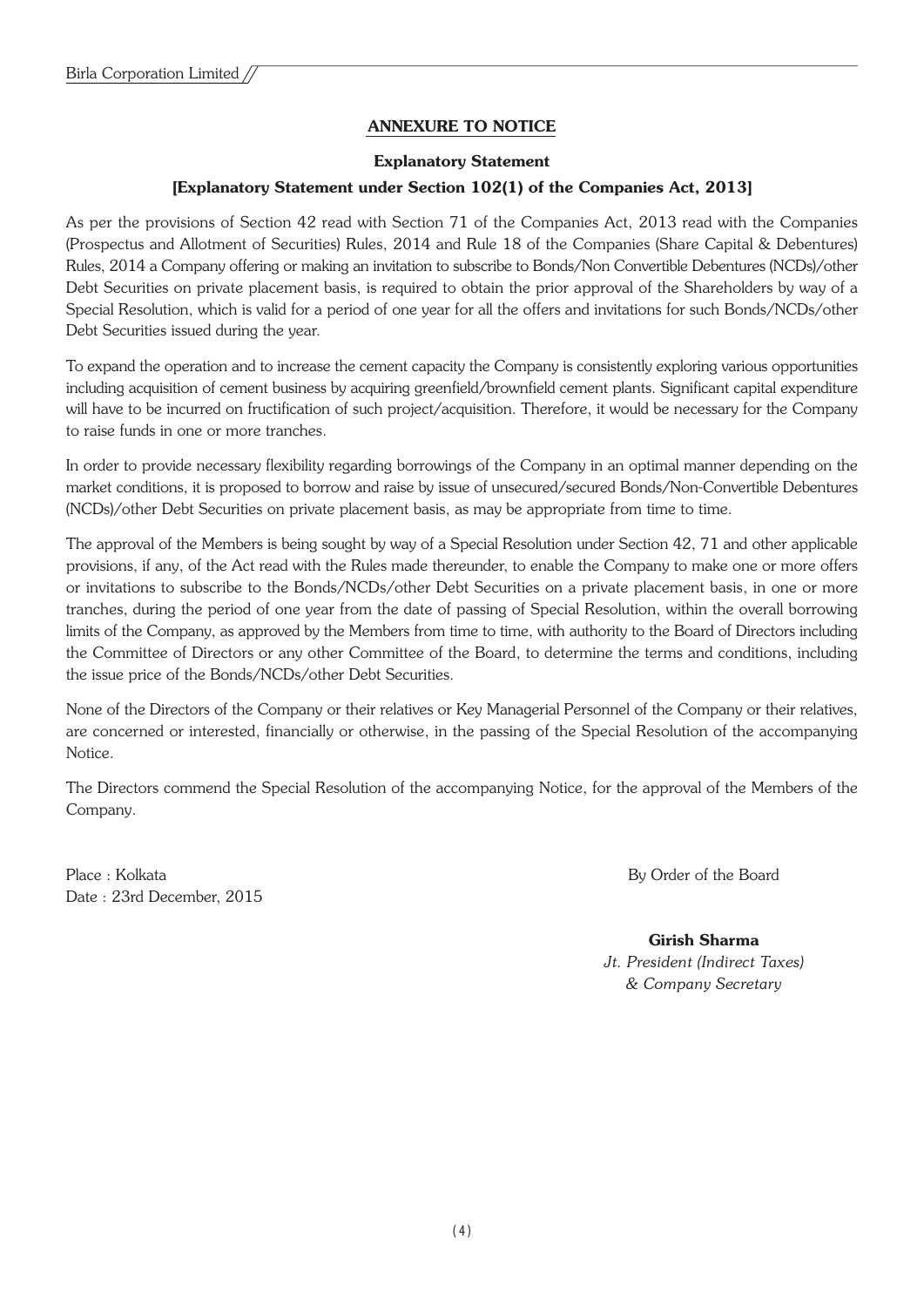## ANNEXURE TO NOTICE

### Explanatory Statement

### [Explanatory Statement under Section 102(1) of the Companies Act, 2013]

As per the provisions of Section 42 read with Section 71 of the Companies Act, 2013 read with the Companies (Prospectus and Allotment of Securities) Rules, 2014 and Rule 18 of the Companies (Share Capital & Debentures) Rules, 2014 a Company offering or making an invitation to subscribe to Bonds/Non Convertible Debentures (NCDs)/other Debt Securities on private placement basis, is required to obtain the prior approval of the Shareholders by way of a Special Resolution, which is valid for a period of one year for all the offers and invitations for such Bonds/NCDs/other Debt Securities issued during the year.

To expand the operation and to increase the cement capacity the Company is consistently exploring various opportunities including acquisition of cement business by acquiring greenfield/brownfield cement plants. Significant capital expenditure will have to be incurred on fructification of such project/acquisition. Therefore, it would be necessary for the Company to raise funds in one or more tranches.

In order to provide necessary flexibility regarding borrowings of the Company in an optimal manner depending on the market conditions, it is proposed to borrow and raise by issue of unsecured/secured Bonds/Non-Convertible Debentures (NCDs)/other Debt Securities on private placement basis, as may be appropriate from time to time.

The approval of the Members is being sought by way of a Special Resolution under Section 42, 71 and other applicable provisions, if any, of the Act read with the Rules made thereunder, to enable the Company to make one or more offers or invitations to subscribe to the Bonds/NCDs/other Debt Securities on a private placement basis, in one or more tranches, during the period of one year from the date of passing of Special Resolution, within the overall borrowing limits of the Company, as approved by the Members from time to time, with authority to the Board of Directors including the Committee of Directors or any other Committee of the Board, to determine the terms and conditions, including the issue price of the Bonds/NCDs/other Debt Securities.

None of the Directors of the Company or their relatives or Key Managerial Personnel of the Company or their relatives, are concerned or interested, financially or otherwise, in the passing of the Special Resolution of the accompanying Notice.

The Directors commend the Special Resolution of the accompanying Notice, for the approval of the Members of the Company.

Place : Kolkata
Date : 23rd December, 2015

By Order of the Board

**Girish Sharma**
*Jt. President (Indirect Taxes)*
*& Company Secretary*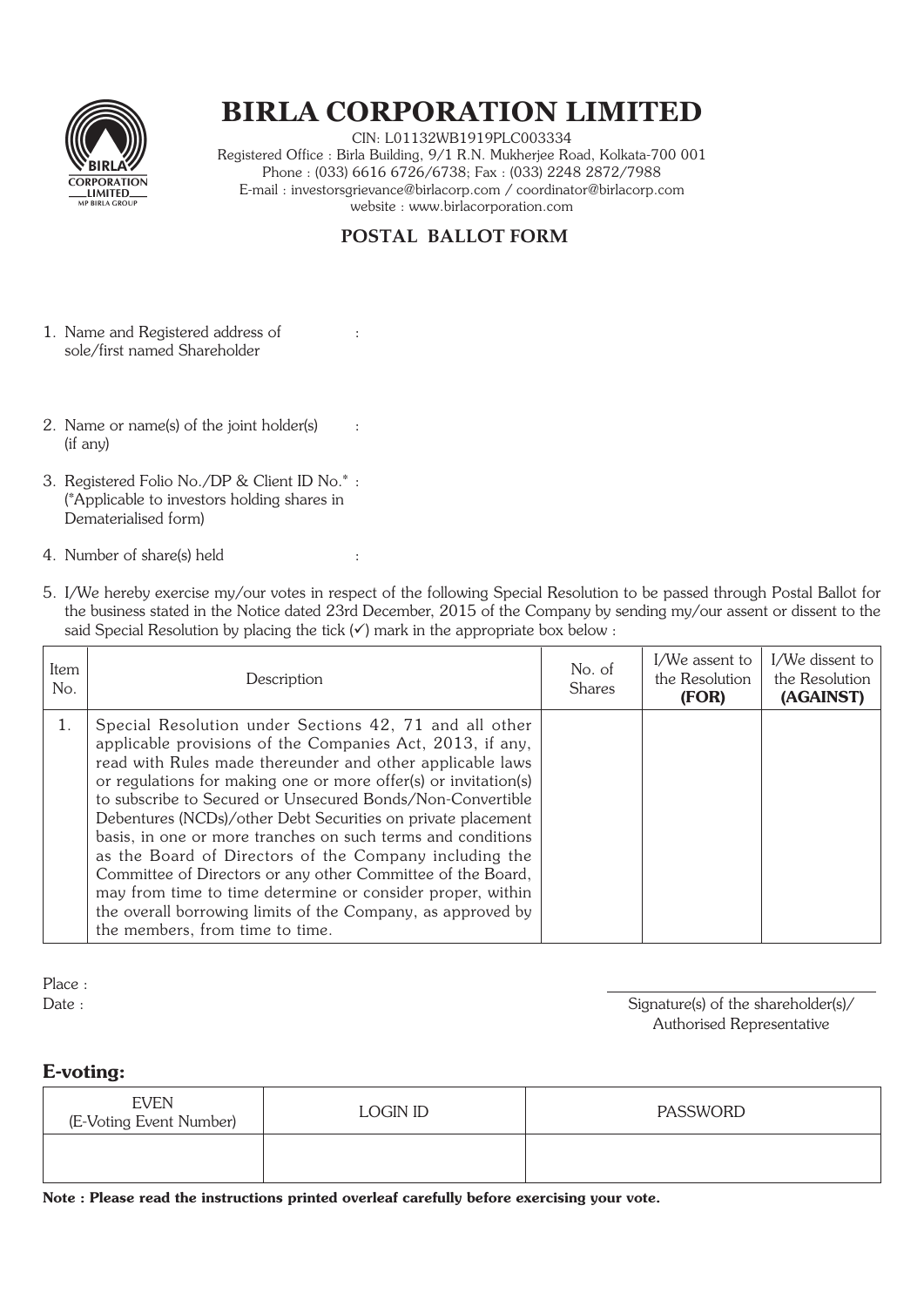# BIRLA CORPORATION LIMITED

CIN: L01132WB1919PLC003334
Registered Office : Birla Building, 9/1 R.N. Mukherjee Road, Kolkata-700 001
Phone : (033) 6616 6726/6738; Fax : (033) 2248 2872/7988
E-mail : investorsgrievance@birlacorp.com / coordinator@birlacorp.com
website : www.birlacorporation.com

## POSTAL BALLOT FORM

1. Name and Registered address of sole/first named Shareholder :

2. Name or name(s) of the joint holder(s) (if any) :

3. Registered Folio No./DP & Client ID No.* : (*Applicable to investors holding shares in Dematerialised form)

4. Number of share(s) held :

5. I/We hereby exercise my/our votes in respect of the following Special Resolution to be passed through Postal Ballot for the business stated in the Notice dated 23rd December, 2015 of the Company by sending my/our assent or dissent to the said Special Resolution by placing the tick (✓) mark in the appropriate box below :

| Item No. | Description | No. of Shares | I/We assent to the Resolution **(FOR)** | I/We dissent to the Resolution **(AGAINST)** |
|---|---|---|---|---|
| 1. | Special Resolution under Sections 42, 71 and all other applicable provisions of the Companies Act, 2013, if any, read with Rules made thereunder and other applicable laws or regulations for making one or more offer(s) or invitation(s) to subscribe to Secured or Unsecured Bonds/Non-Convertible Debentures (NCDs)/other Debt Securities on private placement basis, in one or more tranches on such terms and conditions as the Board of Directors of the Company including the Committee of Directors or any other Committee of the Board, may from time to time determine or consider proper, within the overall borrowing limits of the Company, as approved by the members, from time to time. | | | |

Place :

Date :

Signature(s) of the shareholder(s)/ Authorised Representative

## E-voting:

| EVEN (E-Voting Event Number) | LOGIN ID | PASSWORD |
|---|---|---|
| | | |

**Note : Please read the instructions printed overleaf carefully before exercising your vote.**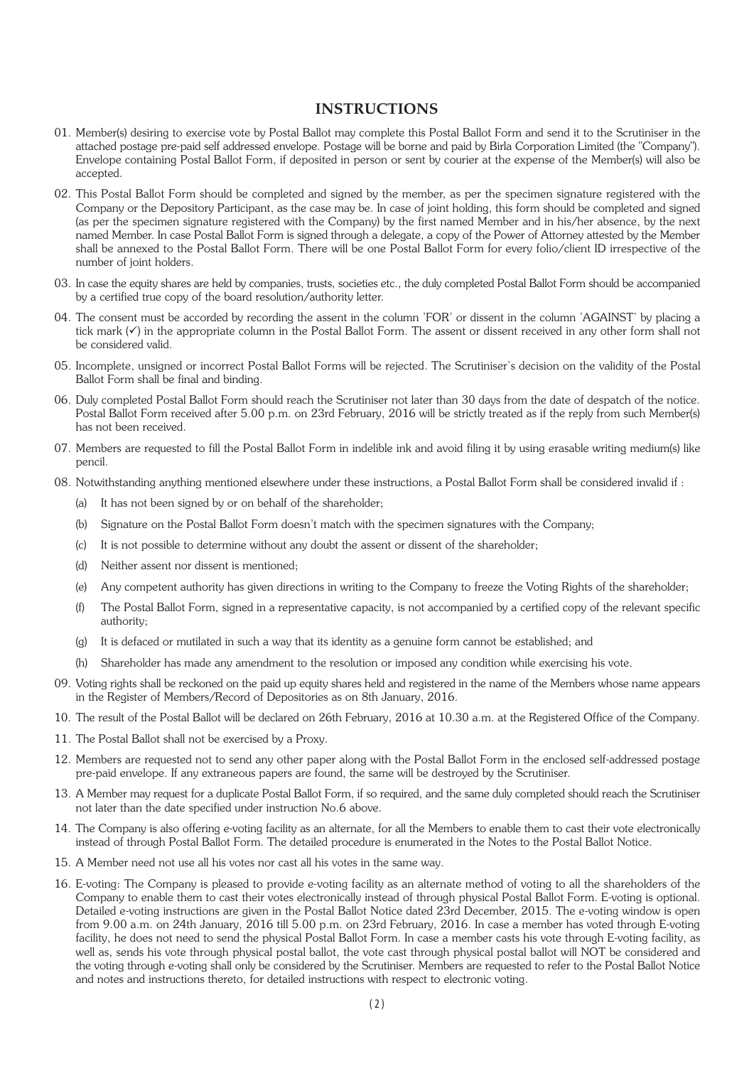# INSTRUCTIONS

01. Member(s) desiring to exercise vote by Postal Ballot may complete this Postal Ballot Form and send it to the Scrutiniser in the attached postage pre-paid self addressed envelope. Postage will be borne and paid by Birla Corporation Limited (the "Company"). Envelope containing Postal Ballot Form, if deposited in person or sent by courier at the expense of the Member(s) will also be accepted.

02. This Postal Ballot Form should be completed and signed by the member, as per the specimen signature registered with the Company or the Depository Participant, as the case may be. In case of joint holding, this form should be completed and signed (as per the specimen signature registered with the Company) by the first named Member and in his/her absence, by the next named Member. In case Postal Ballot Form is signed through a delegate, a copy of the Power of Attorney attested by the Member shall be annexed to the Postal Ballot Form. There will be one Postal Ballot Form for every folio/client ID irrespective of the number of joint holders.

03. In case the equity shares are held by companies, trusts, societies etc., the duly completed Postal Ballot Form should be accompanied by a certified true copy of the board resolution/authority letter.

04. The consent must be accorded by recording the assent in the column 'FOR' or dissent in the column 'AGAINST' by placing a tick mark (✓) in the appropriate column in the Postal Ballot Form. The assent or dissent received in any other form shall not be considered valid.

05. Incomplete, unsigned or incorrect Postal Ballot Forms will be rejected. The Scrutiniser's decision on the validity of the Postal Ballot Form shall be final and binding.

06. Duly completed Postal Ballot Form should reach the Scrutiniser not later than 30 days from the date of despatch of the notice. Postal Ballot Form received after 5.00 p.m. on 23rd February, 2016 will be strictly treated as if the reply from such Member(s) has not been received.

07. Members are requested to fill the Postal Ballot Form in indelible ink and avoid filing it by using erasable writing medium(s) like pencil.

08. Notwithstanding anything mentioned elsewhere under these instructions, a Postal Ballot Form shall be considered invalid if :

    (a) It has not been signed by or on behalf of the shareholder;

    (b) Signature on the Postal Ballot Form doesn't match with the specimen signatures with the Company;

    (c) It is not possible to determine without any doubt the assent or dissent of the shareholder;

    (d) Neither assent nor dissent is mentioned;

    (e) Any competent authority has given directions in writing to the Company to freeze the Voting Rights of the shareholder;

    (f) The Postal Ballot Form, signed in a representative capacity, is not accompanied by a certified copy of the relevant specific authority;

    (g) It is defaced or mutilated in such a way that its identity as a genuine form cannot be established; and

    (h) Shareholder has made any amendment to the resolution or imposed any condition while exercising his vote.

09. Voting rights shall be reckoned on the paid up equity shares held and registered in the name of the Members whose name appears in the Register of Members/Record of Depositories as on 8th January, 2016.

10. The result of the Postal Ballot will be declared on 26th February, 2016 at 10.30 a.m. at the Registered Office of the Company.

11. The Postal Ballot shall not be exercised by a Proxy.

12. Members are requested not to send any other paper along with the Postal Ballot Form in the enclosed self-addressed postage pre-paid envelope. If any extraneous papers are found, the same will be destroyed by the Scrutiniser.

13. A Member may request for a duplicate Postal Ballot Form, if so required, and the same duly completed should reach the Scrutiniser not later than the date specified under instruction No.6 above.

14. The Company is also offering e-voting facility as an alternate, for all the Members to enable them to cast their vote electronically instead of through Postal Ballot Form. The detailed procedure is enumerated in the Notes to the Postal Ballot Notice.

15. A Member need not use all his votes nor cast all his votes in the same way.

16. E-voting: The Company is pleased to provide e-voting facility as an alternate method of voting to all the shareholders of the Company to enable them to cast their votes electronically instead of through physical Postal Ballot Form. E-voting is optional. Detailed e-voting instructions are given in the Postal Ballot Notice dated 23rd December, 2015. The e-voting window is open from 9.00 a.m. on 24th January, 2016 till 5.00 p.m. on 23rd February, 2016. In case a member has voted through E-voting facility, he does not need to send the physical Postal Ballot Form. In case a member casts his vote through E-voting facility, as well as, sends his vote through physical postal ballot, the vote cast through physical postal ballot will NOT be considered and the voting through e-voting shall only be considered by the Scrutiniser. Members are requested to refer to the Postal Ballot Notice and notes and instructions thereto, for detailed instructions with respect to electronic voting.